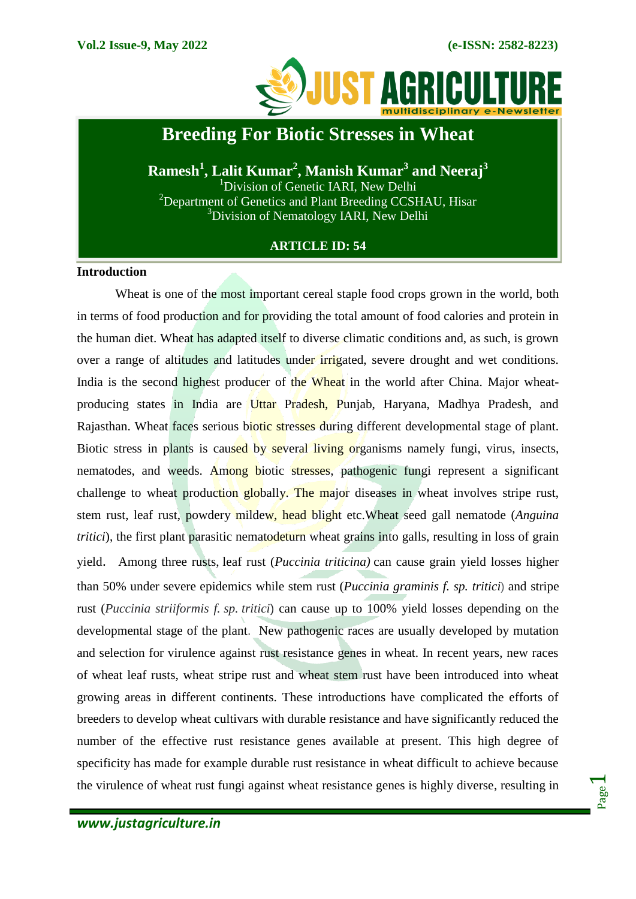# Breeding For Biotic Stresses in Wheat

**Ramesh[1], Lalit Kumar[2], Manish Kumar[3] and Neeraj[3]**

[1]Division of Genetic IARI, New Delhi

[2]Department of Genetics and Plant Breeding CCSHAU, Hisar

[3]Division of Nematology IARI, New Delhi

**ARTICLE ID: 54**

## Introduction

Wheat is one of the most important cereal staple food crops grown in the world, both in terms of food production and for providing the total amount of food calories and protein in the human diet. Wheat has adapted itself to diverse climatic conditions and, as such, is grown over a range of altitudes and latitudes under irrigated, severe drought and wet conditions. India is the second highest producer of the Wheat in the world after China. Major wheat-producing states in India are Uttar Pradesh, Punjab, Haryana, Madhya Pradesh, and Rajasthan. Wheat faces serious biotic stresses during different developmental stage of plant. Biotic stress in plants is caused by several living organisms namely fungi, virus, insects, nematodes, and weeds. Among biotic stresses, pathogenic fungi represent a significant challenge to wheat production globally. The major diseases in wheat involves stripe rust, stem rust, leaf rust, powdery mildew, head blight etc.Wheat seed gall nematode (*Anguina tritici*), the first plant parasitic nematodeturn wheat grains into galls, resulting in loss of grain yield. Among three rusts, leaf rust (*Puccinia triticina)* can cause grain yield losses higher than 50% under severe epidemics while stem rust (*Puccinia graminis f. sp. tritici*) and stripe rust (*Puccinia striiformis f. sp. tritici*) can cause up to 100% yield losses depending on the developmental stage of the plant. New pathogenic races are usually developed by mutation and selection for virulence against rust resistance genes in wheat. In recent years, new races of wheat leaf rusts, wheat stripe rust and wheat stem rust have been introduced into wheat growing areas in different continents. These introductions have complicated the efforts of breeders to develop wheat cultivars with durable resistance and have significantly reduced the number of the effective rust resistance genes available at present. This high degree of specificity has made for example durable rust resistance in wheat difficult to achieve because the virulence of wheat rust fungi against wheat resistance genes is highly diverse, resulting in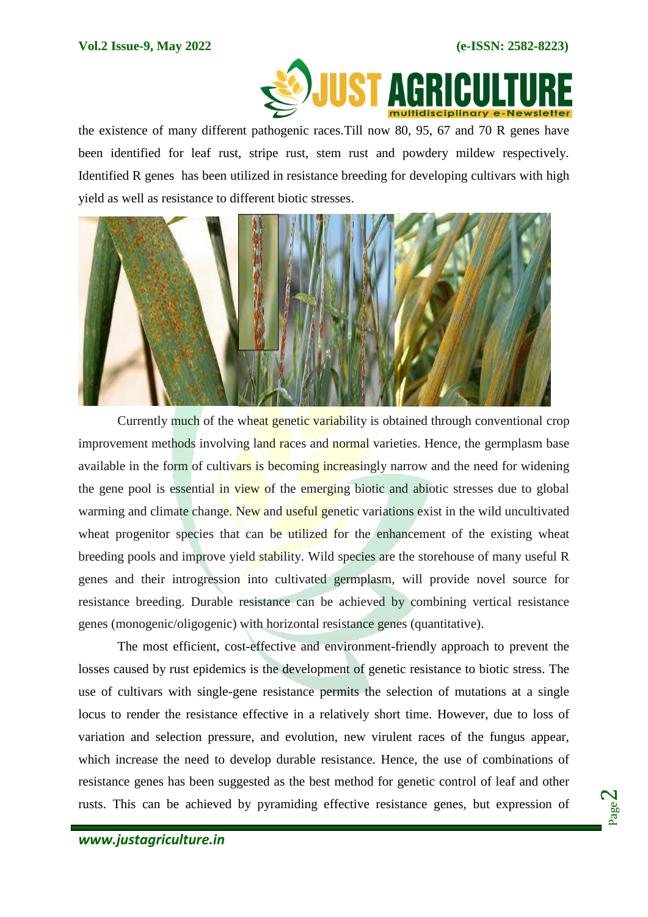the existence of many different pathogenic races.Till now 80, 95, 67 and 70 R genes have been identified for leaf rust, stripe rust, stem rust and powdery mildew respectively. Identified R genes has been utilized in resistance breeding for developing cultivars with high yield as well as resistance to different biotic stresses.

Currently much of the wheat genetic variability is obtained through conventional crop improvement methods involving land races and normal varieties. Hence, the germplasm base available in the form of cultivars is becoming increasingly narrow and the need for widening the gene pool is essential in view of the emerging biotic and abiotic stresses due to global warming and climate change. New and useful genetic variations exist in the wild uncultivated wheat progenitor species that can be utilized for the enhancement of the existing wheat breeding pools and improve yield stability. Wild species are the storehouse of many useful R genes and their introgression into cultivated germplasm, will provide novel source for resistance breeding. Durable resistance can be achieved by combining vertical resistance genes (monogenic/oligogenic) with horizontal resistance genes (quantitative).

The most efficient, cost-effective and environment-friendly approach to prevent the losses caused by rust epidemics is the development of genetic resistance to biotic stress. The use of cultivars with single-gene resistance permits the selection of mutations at a single locus to render the resistance effective in a relatively short time. However, due to loss of variation and selection pressure, and evolution, new virulent races of the fungus appear, which increase the need to develop durable resistance. Hence, the use of combinations of resistance genes has been suggested as the best method for genetic control of leaf and other rusts. This can be achieved by pyramiding effective resistance genes, but expression of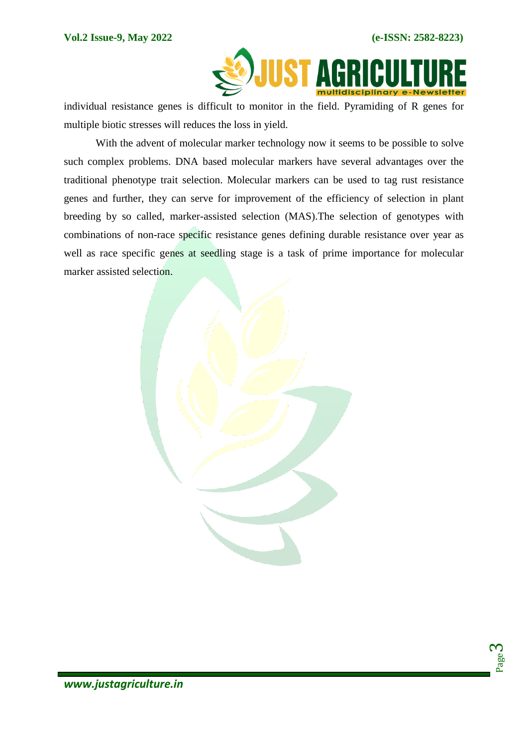individual resistance genes is difficult to monitor in the field. Pyramiding of R genes for multiple biotic stresses will reduces the loss in yield.

With the advent of molecular marker technology now it seems to be possible to solve such complex problems. DNA based molecular markers have several advantages over the traditional phenotype trait selection. Molecular markers can be used to tag rust resistance genes and further, they can serve for improvement of the efficiency of selection in plant breeding by so called, marker-assisted selection (MAS).The selection of genotypes with combinations of non-race specific resistance genes defining durable resistance over year as well as race specific genes at seedling stage is a task of prime importance for molecular marker assisted selection.